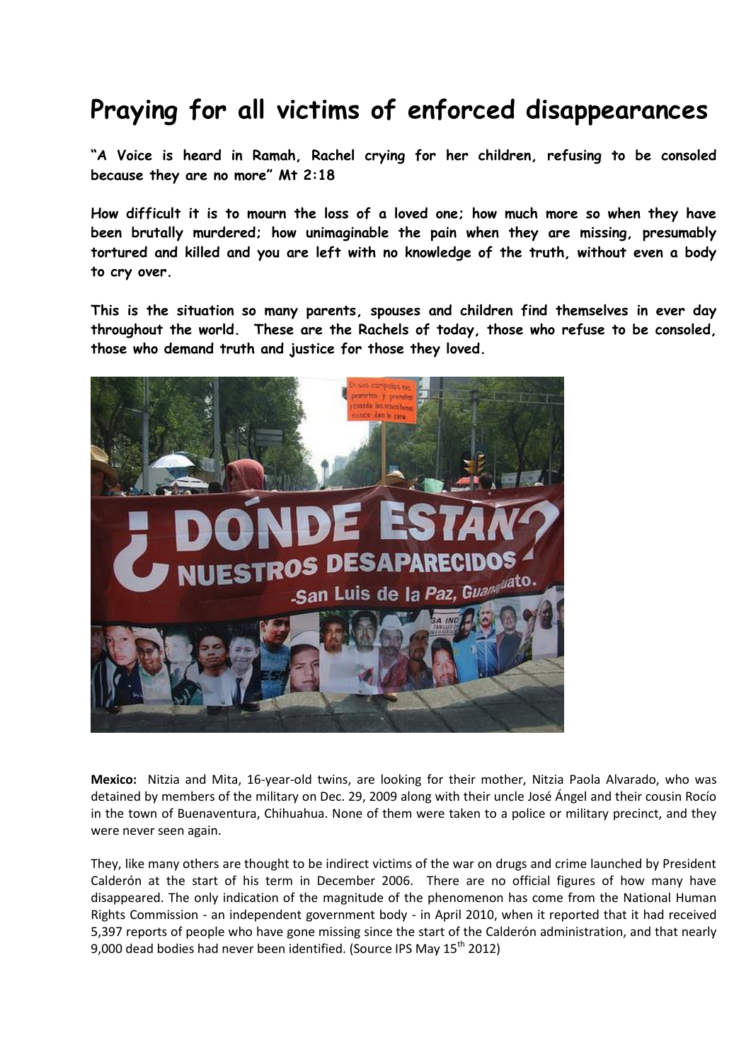# Praying for all victims of enforced disappearances

**"A Voice is heard in Ramah, Rachel crying for her children, refusing to be consoled because they are no more" Mt 2:18**

**How difficult it is to mourn the loss of a loved one; how much more so when they have been brutally murdered; how unimaginable the pain when they are missing, presumably tortured and killed and you are left with no knowledge of the truth, without even a body to cry over.**

**This is the situation so many parents, spouses and children find themselves in ever day throughout the world. These are the Rachels of today, those who refuse to be consoled, those who demand truth and justice for those they loved.**

**Mexico:** Nitzia and Mita, 16-year-old twins, are looking for their mother, Nitzia Paola Alvarado, who was detained by members of the military on Dec. 29, 2009 along with their uncle José Ángel and their cousin Rocío in the town of Buenaventura, Chihuahua. None of them were taken to a police or military precinct, and they were never seen again.

They, like many others are thought to be indirect victims of the war on drugs and crime launched by President Calderón at the start of his term in December 2006. There are no official figures of how many have disappeared. The only indication of the magnitude of the phenomenon has come from the National Human Rights Commission - an independent government body - in April 2010, when it reported that it had received 5,397 reports of people who have gone missing since the start of the Calderón administration, and that nearly 9,000 dead bodies had never been identified. (Source IPS May 15th 2012)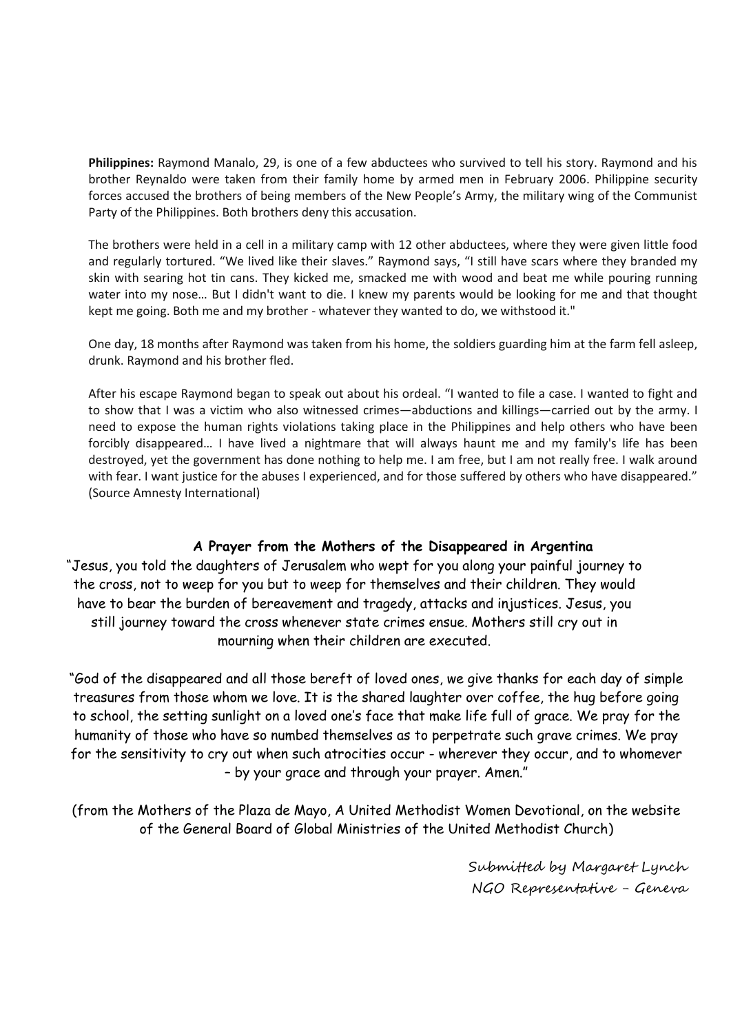**Philippines:** Raymond Manalo, 29, is one of a few abductees who survived to tell his story. Raymond and his brother Reynaldo were taken from their family home by armed men in February 2006. Philippine security forces accused the brothers of being members of the New People's Army, the military wing of the Communist Party of the Philippines. Both brothers deny this accusation.

The brothers were held in a cell in a military camp with 12 other abductees, where they were given little food and regularly tortured. "We lived like their slaves." Raymond says, "I still have scars where they branded my skin with searing hot tin cans. They kicked me, smacked me with wood and beat me while pouring running water into my nose… But I didn't want to die. I knew my parents would be looking for me and that thought kept me going. Both me and my brother - whatever they wanted to do, we withstood it."

One day, 18 months after Raymond was taken from his home, the soldiers guarding him at the farm fell asleep, drunk. Raymond and his brother fled.

After his escape Raymond began to speak out about his ordeal. "I wanted to file a case. I wanted to fight and to show that I was a victim who also witnessed crimes—abductions and killings—carried out by the army. I need to expose the human rights violations taking place in the Philippines and help others who have been forcibly disappeared… I have lived a nightmare that will always haunt me and my family's life has been destroyed, yet the government has done nothing to help me. I am free, but I am not really free. I walk around with fear. I want justice for the abuses I experienced, and for those suffered by others who have disappeared." (Source Amnesty International)

**A Prayer from the Mothers of the Disappeared in Argentina**

"Jesus, you told the daughters of Jerusalem who wept for you along your painful journey to the cross, not to weep for you but to weep for themselves and their children. They would have to bear the burden of bereavement and tragedy, attacks and injustices. Jesus, you still journey toward the cross whenever state crimes ensue. Mothers still cry out in mourning when their children are executed.

"God of the disappeared and all those bereft of loved ones, we give thanks for each day of simple treasures from those whom we love. It is the shared laughter over coffee, the hug before going to school, the setting sunlight on a loved one's face that make life full of grace. We pray for the humanity of those who have so numbed themselves as to perpetrate such grave crimes. We pray for the sensitivity to cry out when such atrocities occur - wherever they occur, and to whomever – by your grace and through your prayer. Amen."

(from the Mothers of the Plaza de Mayo, A United Methodist Women Devotional, on the website of the General Board of Global Ministries of the United Methodist Church)

Submitted by Margaret Lynch
NGO Representative – Geneva